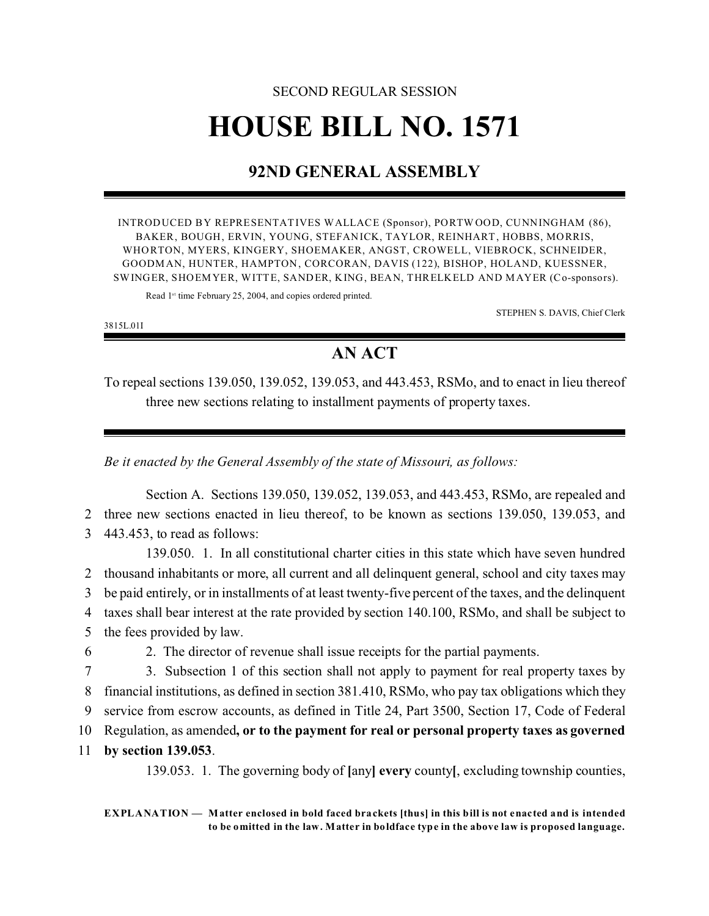SECOND REGULAR SESSION

# HOUSE BILL NO. 1571

## 92ND GENERAL ASSEMBLY

INTRODUCED BY REPRESENTATIVES WALLACE (Sponsor), PORTWOOD, CUNNINGHAM (86), BAKER, BOUGH, ERVIN, YOUNG, STEFANICK, TAYLOR, REINHART, HOBBS, MORRIS, WHORTON, MYERS, KINGERY, SHOEMAKER, ANGST, CROWELL, VIEBROCK, SCHNEIDER, GOODMAN, HUNTER, HAMPTON, CORCORAN, DAVIS (122), BISHOP, HOLAND, KUESSNER, SWINGER, SHOEMYER, WITTE, SANDER, KING, BEAN, THRELKELD AND MAYER (Co-sponsors).

Read 1st time February 25, 2004, and copies ordered printed.

STEPHEN S. DAVIS, Chief Clerk

3815L.01I

## AN ACT

To repeal sections 139.050, 139.052, 139.053, and 443.453, RSMo, and to enact in lieu thereof three new sections relating to installment payments of property taxes.

*Be it enacted by the General Assembly of the state of Missouri, as follows:*

Section A. Sections 139.050, 139.052, 139.053, and 443.453, RSMo, are repealed and three new sections enacted in lieu thereof, to be known as sections 139.050, 139.053, and 443.453, to read as follows:

139.050. 1. In all constitutional charter cities in this state which have seven hundred thousand inhabitants or more, all current and all delinquent general, school and city taxes may be paid entirely, or in installments of at least twenty-five percent of the taxes, and the delinquent taxes shall bear interest at the rate provided by section 140.100, RSMo, and shall be subject to the fees provided by law.

2. The director of revenue shall issue receipts for the partial payments.

3. Subsection 1 of this section shall not apply to payment for real property taxes by financial institutions, as defined in section 381.410, RSMo, who pay tax obligations which they service from escrow accounts, as defined in Title 24, Part 3500, Section 17, Code of Federal Regulation, as amended**, or to the payment for real or personal property taxes as governed by section 139.053**.

139.053. 1. The governing body of **[**any**]** **every** county**[**, excluding township counties,

**EXPLANATION — Matter enclosed in bold faced brackets [thus] in this bill is not enacted and is intended to be omitted in the law. Matter in boldface type in the above law is proposed language.**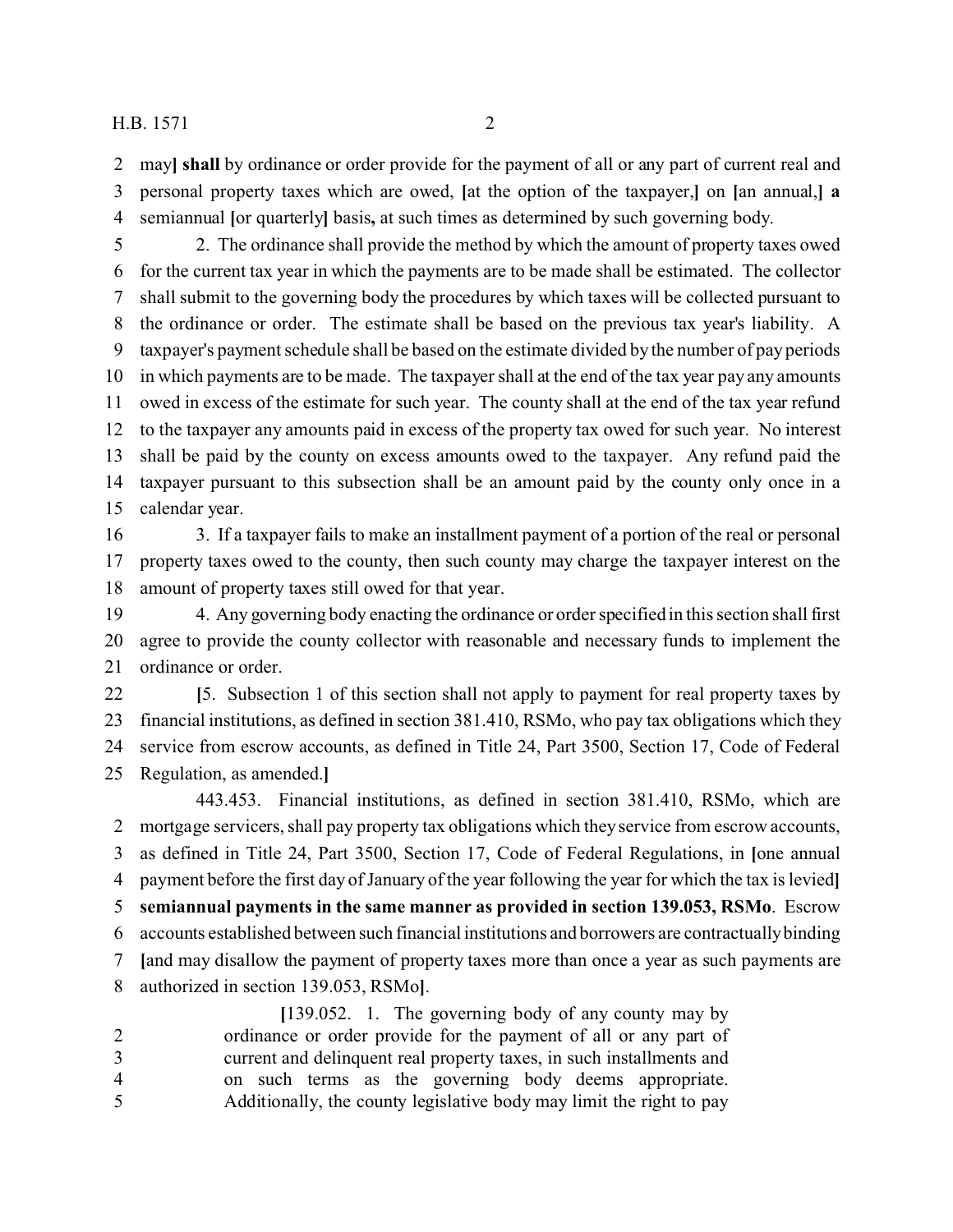may**]** **shall** by ordinance or order provide for the payment of all or any part of current real and personal property taxes which are owed, **[**at the option of the taxpayer,**]** on **[**an annual,**]** **a** semiannual **[**or quarterly**]** basis**,** at such times as determined by such governing body.

2. The ordinance shall provide the method by which the amount of property taxes owed for the current tax year in which the payments are to be made shall be estimated. The collector shall submit to the governing body the procedures by which taxes will be collected pursuant to the ordinance or order. The estimate shall be based on the previous tax year's liability. A taxpayer's payment schedule shall be based on the estimate divided by the number of pay periods in which payments are to be made. The taxpayer shall at the end of the tax year pay any amounts owed in excess of the estimate for such year. The county shall at the end of the tax year refund to the taxpayer any amounts paid in excess of the property tax owed for such year. No interest shall be paid by the county on excess amounts owed to the taxpayer. Any refund paid the taxpayer pursuant to this subsection shall be an amount paid by the county only once in a calendar year.

3. If a taxpayer fails to make an installment payment of a portion of the real or personal property taxes owed to the county, then such county may charge the taxpayer interest on the amount of property taxes still owed for that year.

4. Any governing body enacting the ordinance or order specified in this section shall first agree to provide the county collector with reasonable and necessary funds to implement the ordinance or order.

**[**5. Subsection 1 of this section shall not apply to payment for real property taxes by financial institutions, as defined in section 381.410, RSMo, who pay tax obligations which they service from escrow accounts, as defined in Title 24, Part 3500, Section 17, Code of Federal Regulation, as amended.**]**

443.453. Financial institutions, as defined in section 381.410, RSMo, which are mortgage servicers, shall pay property tax obligations which they service from escrow accounts, as defined in Title 24, Part 3500, Section 17, Code of Federal Regulations, in **[**one annual payment before the first day of January of the year following the year for which the tax is levied**]** **semiannual payments in the same manner as provided in section 139.053, RSMo**. Escrow accounts established between such financial institutions and borrowers are contractually binding **[**and may disallow the payment of property taxes more than once a year as such payments are authorized in section 139.053, RSMo**]**.

> **[**139.052. 1. The governing body of any county may by ordinance or order provide for the payment of all or any part of current and delinquent real property taxes, in such installments and on such terms as the governing body deems appropriate. Additionally, the county legislative body may limit the right to pay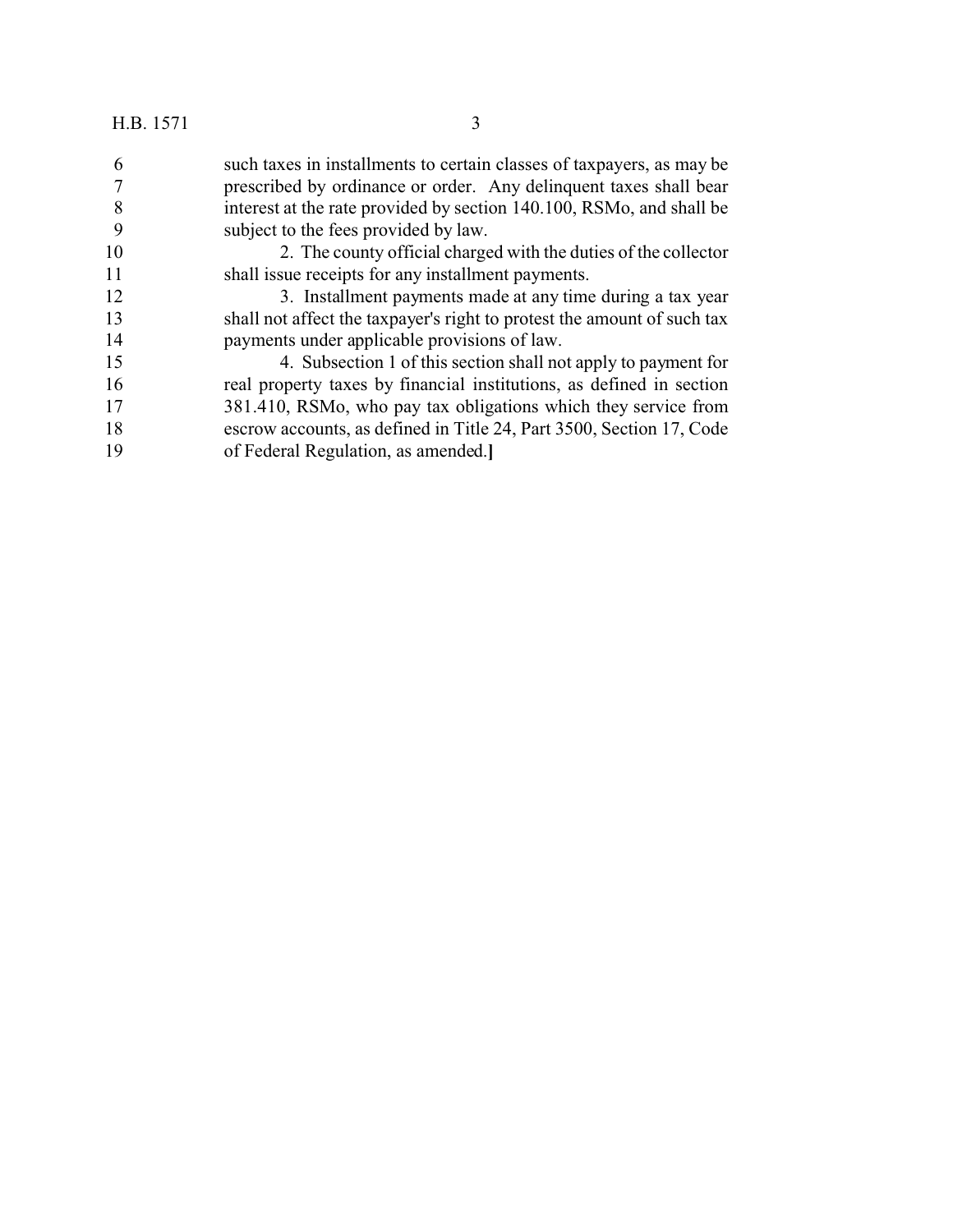such taxes in installments to certain classes of taxpayers, as may be prescribed by ordinance or order. Any delinquent taxes shall bear interest at the rate provided by section 140.100, RSMo, and shall be subject to the fees provided by law.

2. The county official charged with the duties of the collector shall issue receipts for any installment payments.

3. Installment payments made at any time during a tax year shall not affect the taxpayer's right to protest the amount of such tax payments under applicable provisions of law.

4. Subsection 1 of this section shall not apply to payment for real property taxes by financial institutions, as defined in section 381.410, RSMo, who pay tax obligations which they service from escrow accounts, as defined in Title 24, Part 3500, Section 17, Code of Federal Regulation, as amended.**]**